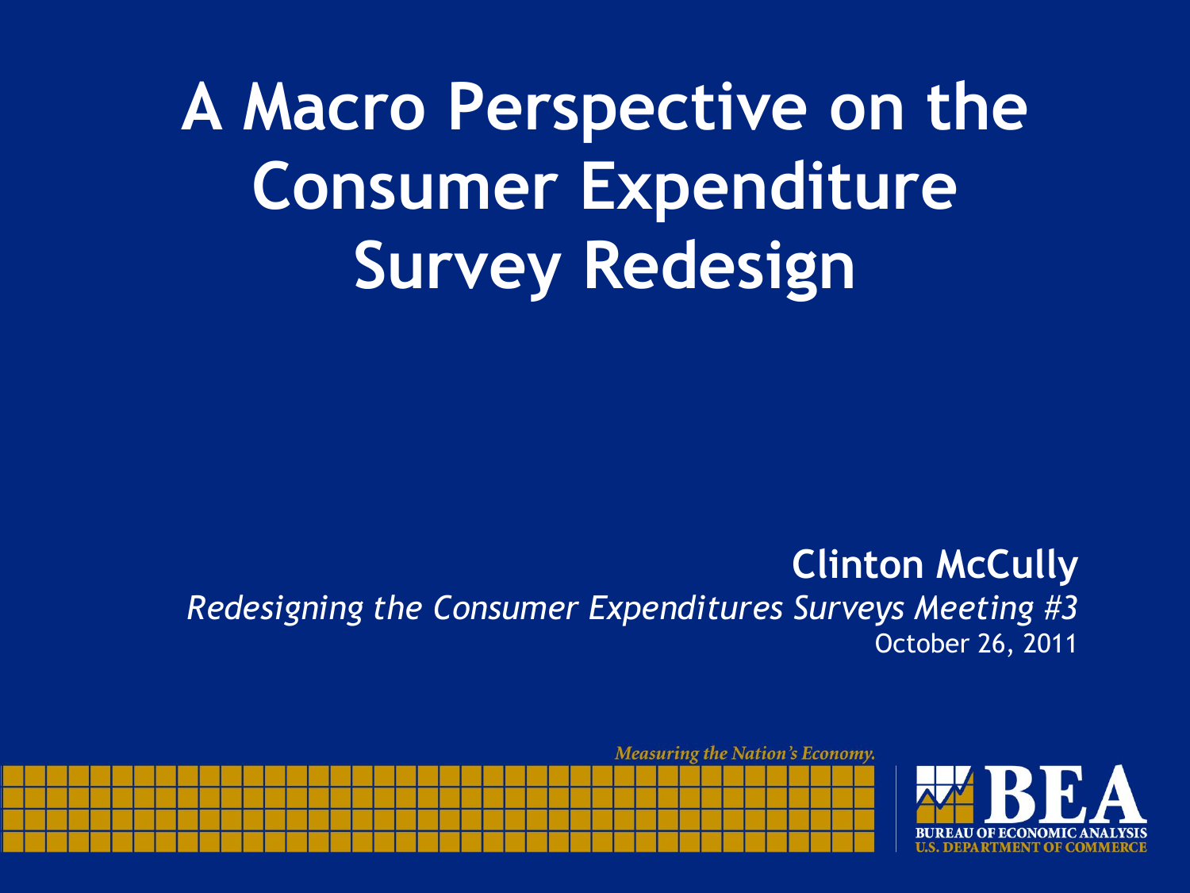# A Macro Perspective on the Consumer Expenditure Survey Redesign

**Clinton McCully**

*Redesigning the Consumer Expenditures Surveys Meeting #3*

October 26, 2011

*Measuring the Nation's Economy.*

BEA
BUREAU OF ECONOMIC ANALYSIS
U.S. DEPARTMENT OF COMMERCE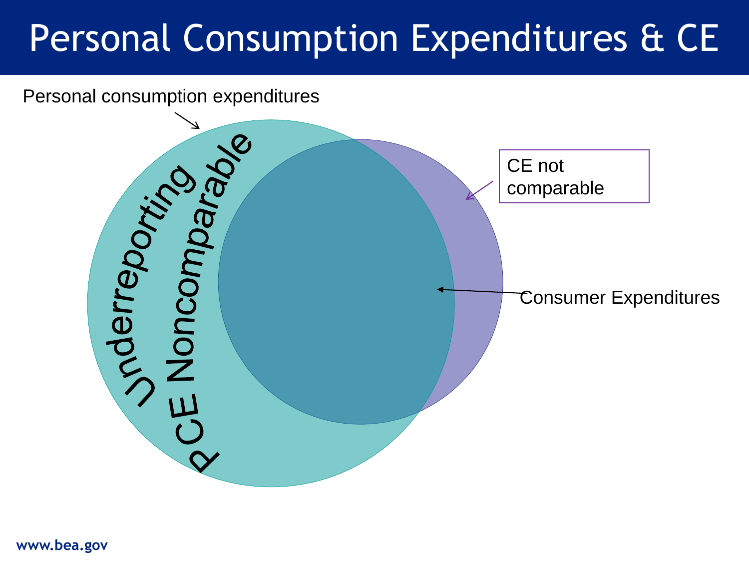# Personal Consumption Expenditures & CE

Personal consumption expenditures

Underreporting

PCE Noncomparable

CE not comparable

Consumer Expenditures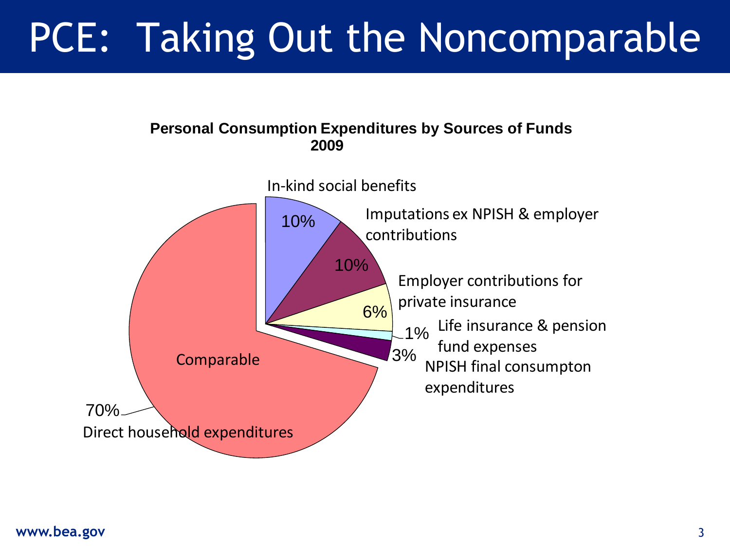# PCE: Taking Out the Noncomparable

**Personal Consumption Expenditures by Sources of Funds**
**2009**

In-kind social benefits 10%

Imputations ex NPISH & employer contributions 10%

Employer contributions for private insurance 6%

Life insurance & pension fund expenses 1%

NPISH final consumpton expenditures 3%

Comparable

Direct household expenditures 70%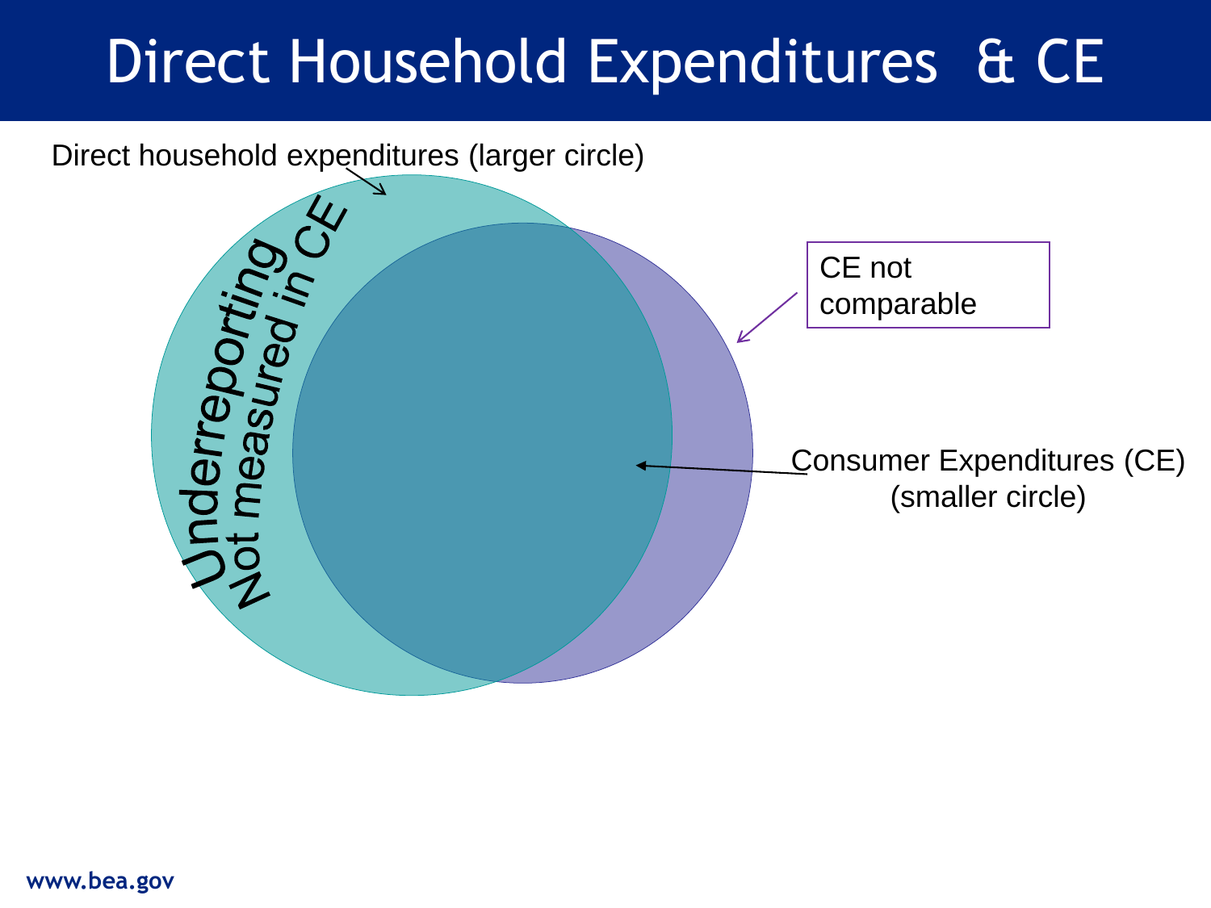# Direct Household Expenditures & CE

Direct household expenditures (larger circle)

Underreporting

Not measured in CE

CE not comparable

Consumer Expenditures (CE) (smaller circle)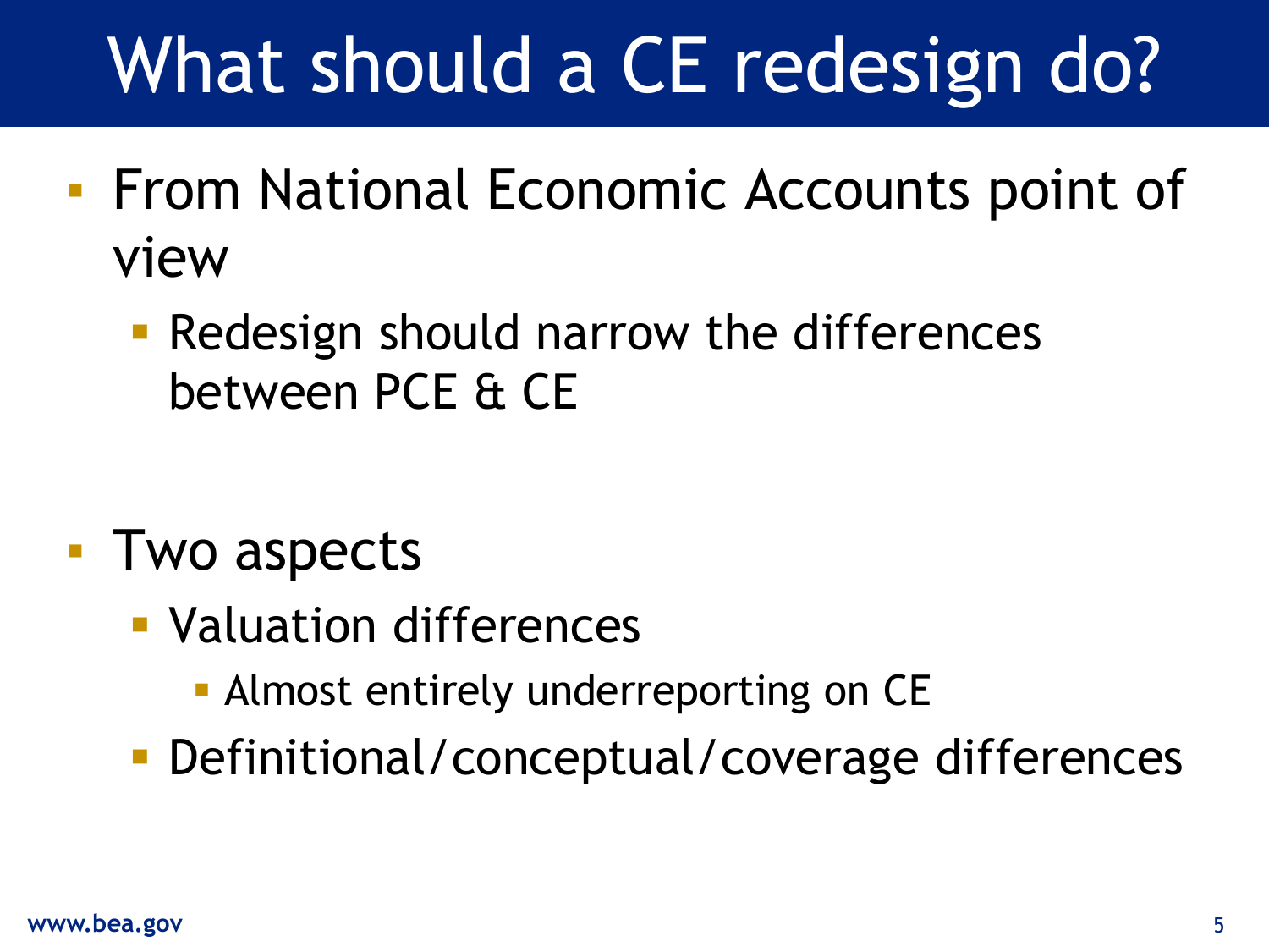# What should a CE redesign do?

- From National Economic Accounts point of view
  - Redesign should narrow the differences between PCE & CE

- Two aspects
  - Valuation differences
    - Almost entirely underreporting on CE
  - Definitional/conceptual/coverage differences

www.bea.gov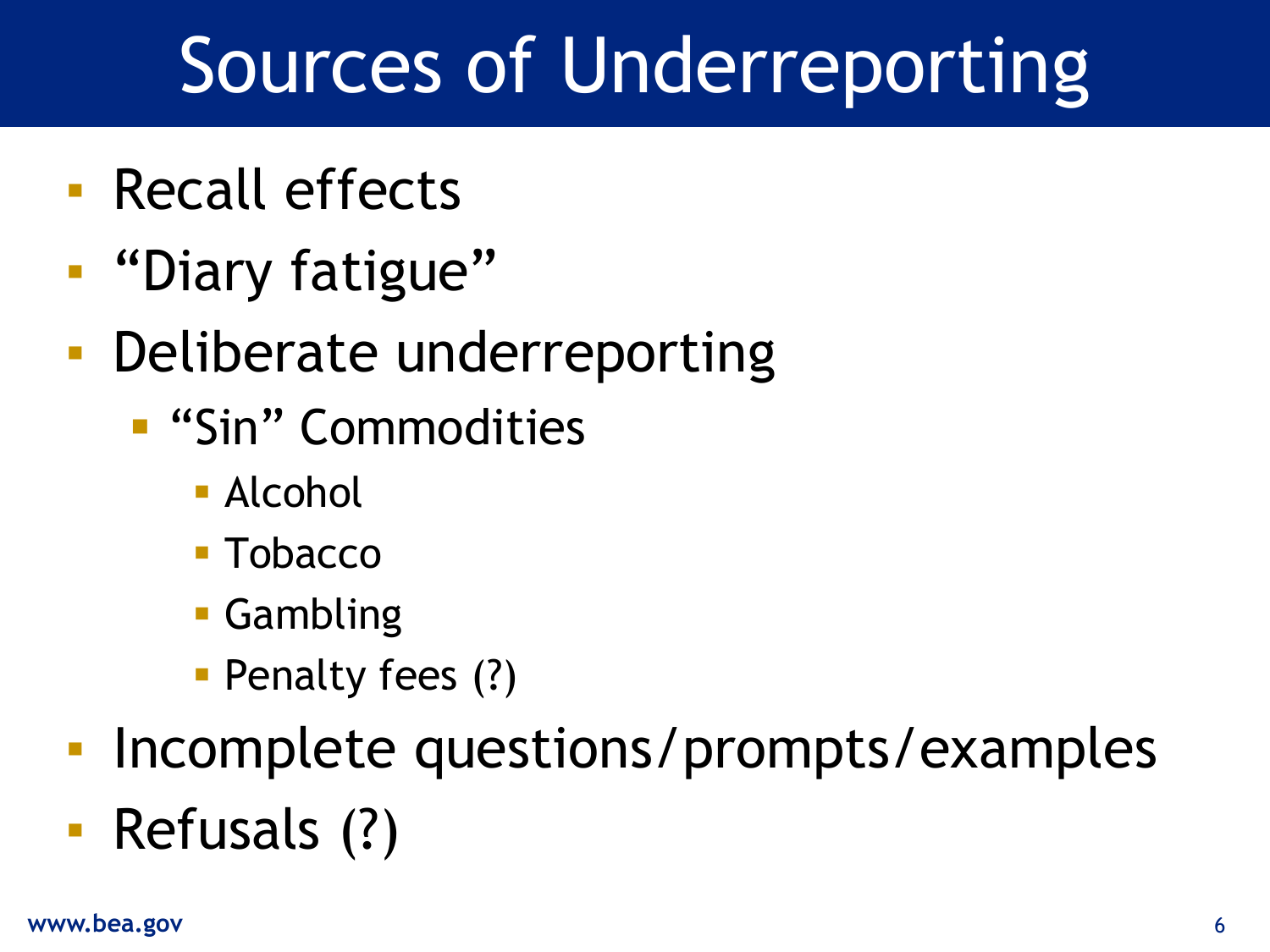# Sources of Underreporting

- Recall effects
- “Diary fatigue”
- Deliberate underreporting
  - “Sin” Commodities
    - Alcohol
    - Tobacco
    - Gambling
    - Penalty fees (?)
- Incomplete questions/prompts/examples
- Refusals (?)

www.bea.gov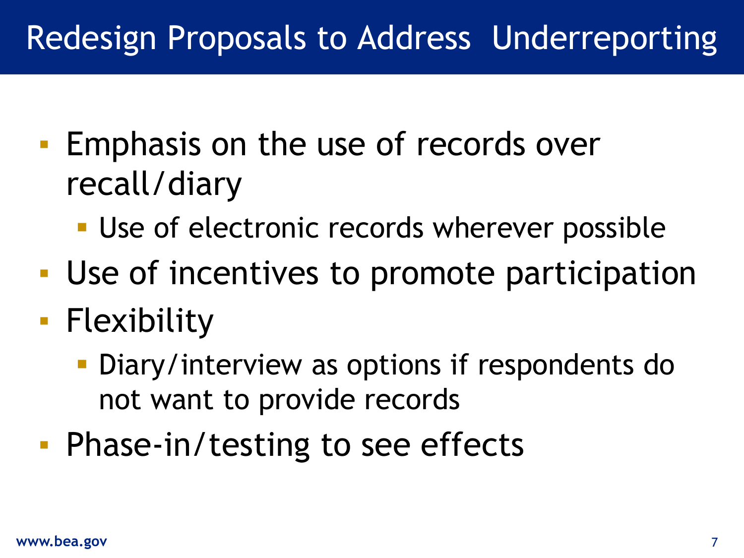# Redesign Proposals to Address Underreporting

- Emphasis on the use of records over recall/diary
  - Use of electronic records wherever possible
- Use of incentives to promote participation
- Flexibility
  - Diary/interview as options if respondents do not want to provide records
- Phase-in/testing to see effects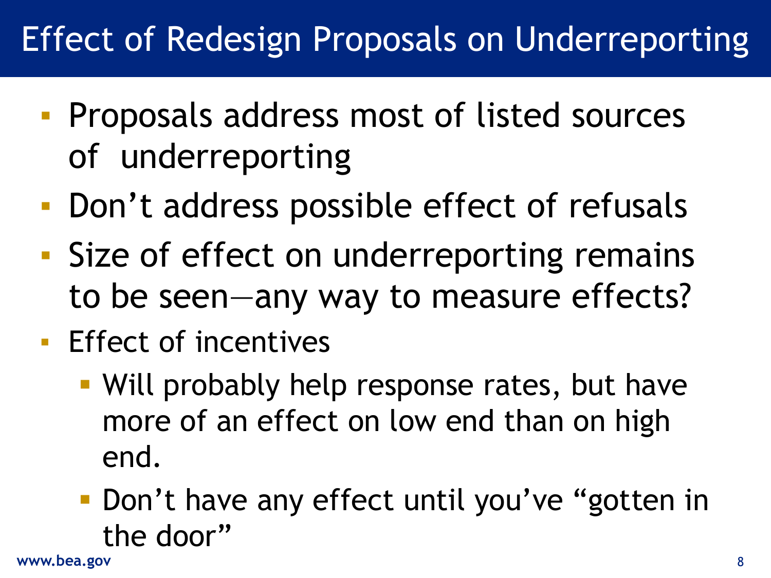# Effect of Redesign Proposals on Underreporting

- Proposals address most of listed sources of underreporting
- Don't address possible effect of refusals
- Size of effect on underreporting remains to be seen—any way to measure effects?
- Effect of incentives
  - Will probably help response rates, but have more of an effect on low end than on high end.
  - Don't have any effect until you've "gotten in the door"

www.bea.gov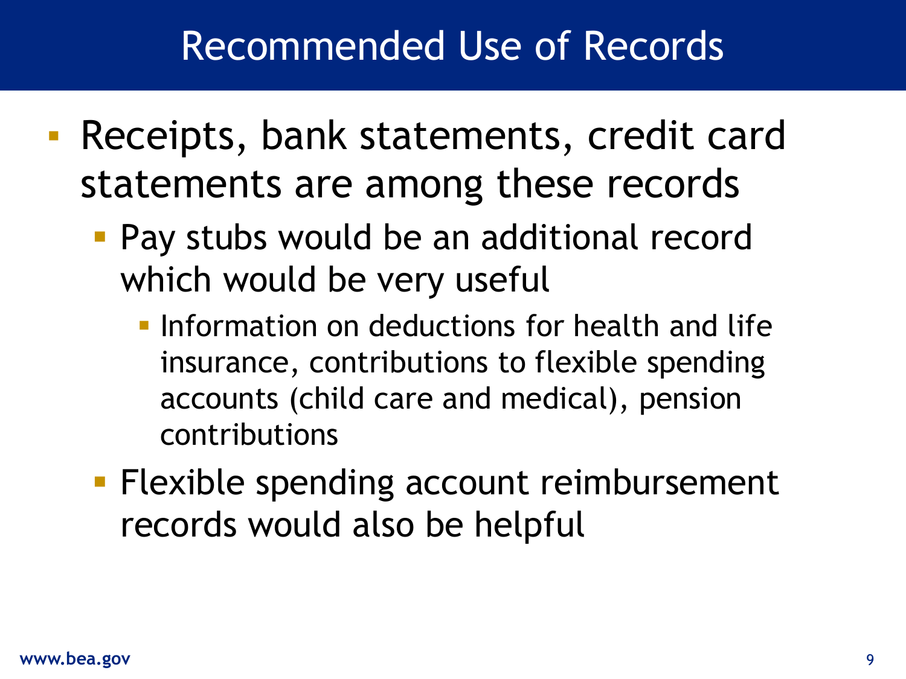# Recommended Use of Records

- Receipts, bank statements, credit card statements are among these records
  - Pay stubs would be an additional record which would be very useful
    - Information on deductions for health and life insurance, contributions to flexible spending accounts (child care and medical), pension contributions
  - Flexible spending account reimbursement records would also be helpful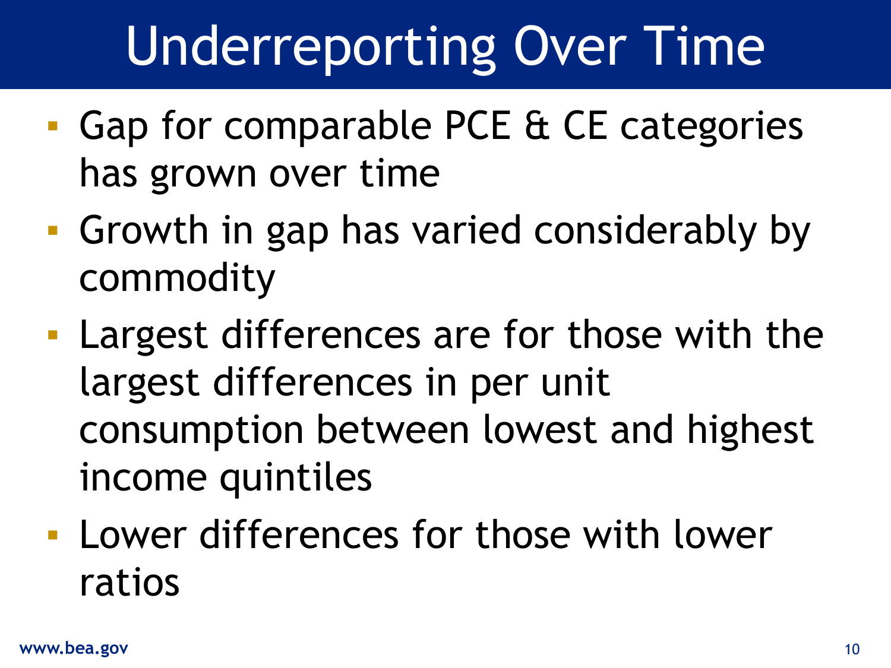# Underreporting Over Time

- Gap for comparable PCE & CE categories has grown over time
- Growth in gap has varied considerably by commodity
- Largest differences are for those with the largest differences in per unit consumption between lowest and highest income quintiles
- Lower differences for those with lower ratios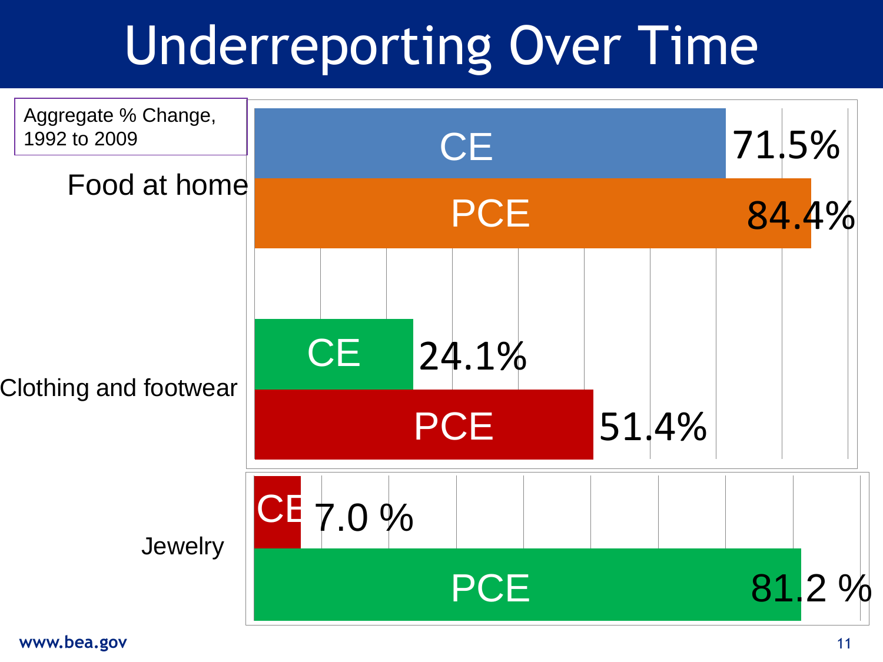# Underreporting Over Time

Aggregate % Change, 1992 to 2009

| Category | CE | PCE |
| --- | --- | --- |
| Food at home | 71.5% | 84.4% |
| Clothing and footwear | 24.1% | 51.4% |
| Jewelry | 7.0 % | 81.2 % |

www.bea.gov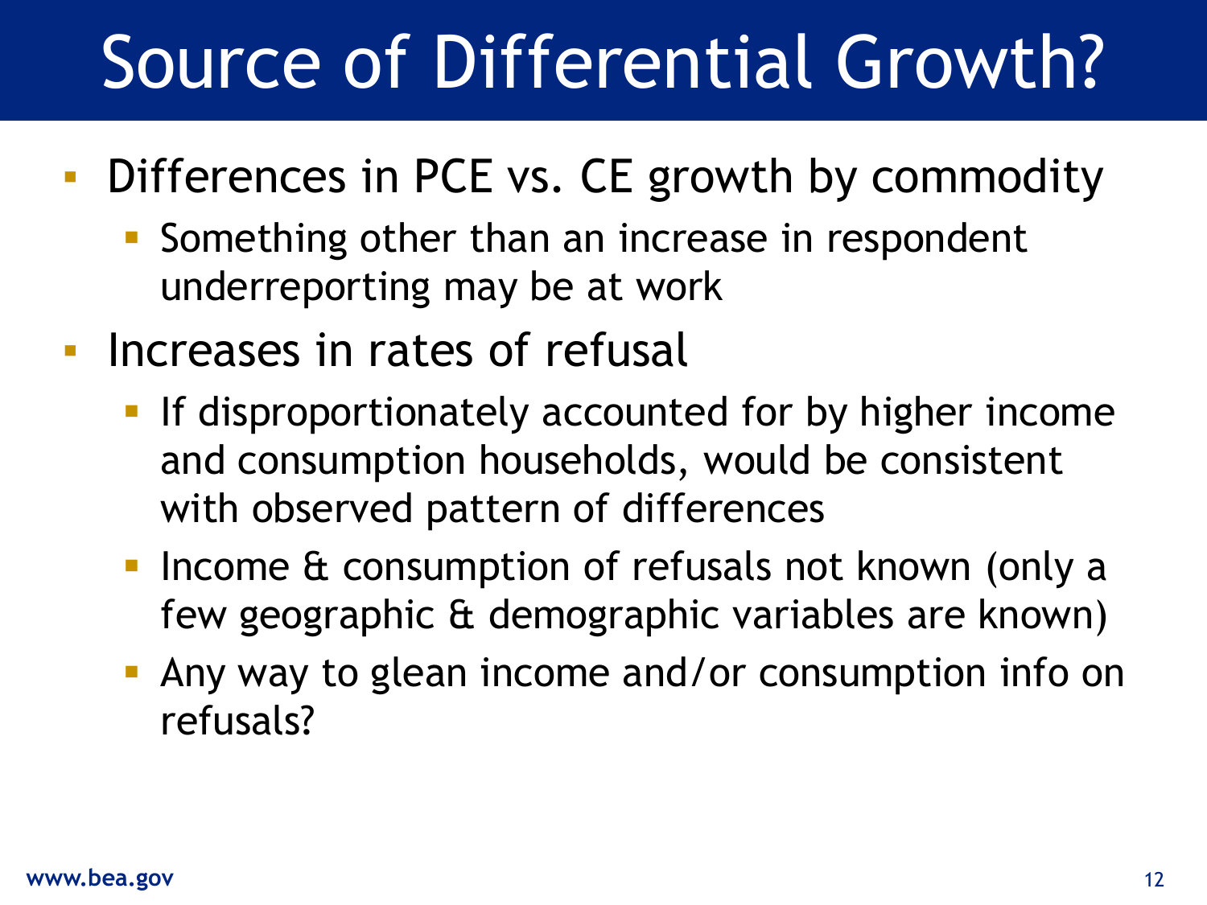# Source of Differential Growth?

- Differences in PCE vs. CE growth by commodity
  - Something other than an increase in respondent underreporting may be at work
- Increases in rates of refusal
  - If disproportionately accounted for by higher income and consumption households, would be consistent with observed pattern of differences
  - Income & consumption of refusals not known (only a few geographic & demographic variables are known)
  - Any way to glean income and/or consumption info on refusals?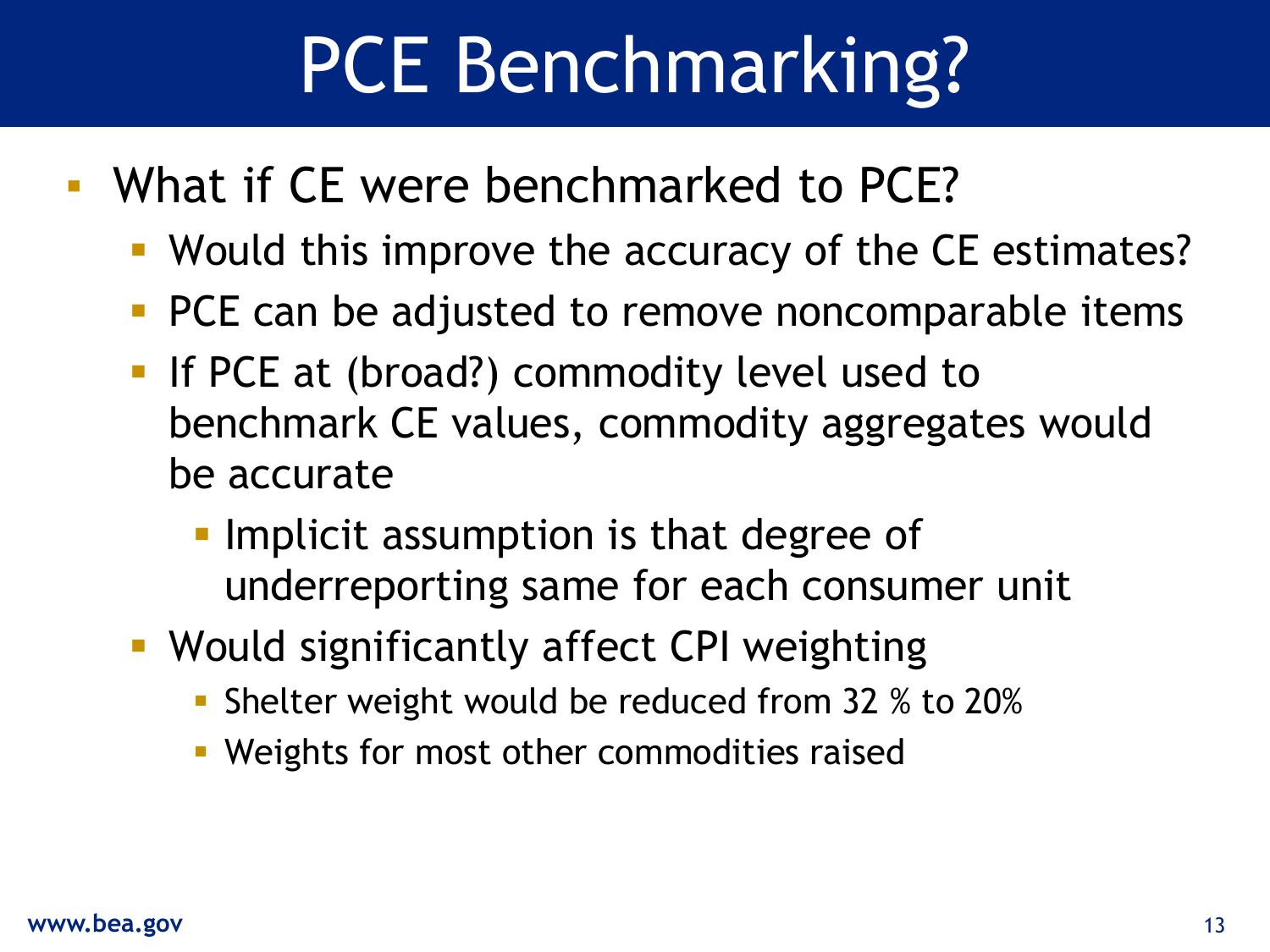# PCE Benchmarking?

- What if CE were benchmarked to PCE?
  - Would this improve the accuracy of the CE estimates?
  - PCE can be adjusted to remove noncomparable items
  - If PCE at (broad?) commodity level used to benchmark CE values, commodity aggregates would be accurate
    - Implicit assumption is that degree of underreporting same for each consumer unit
  - Would significantly affect CPI weighting
    - Shelter weight would be reduced from 32 % to 20%
    - Weights for most other commodities raised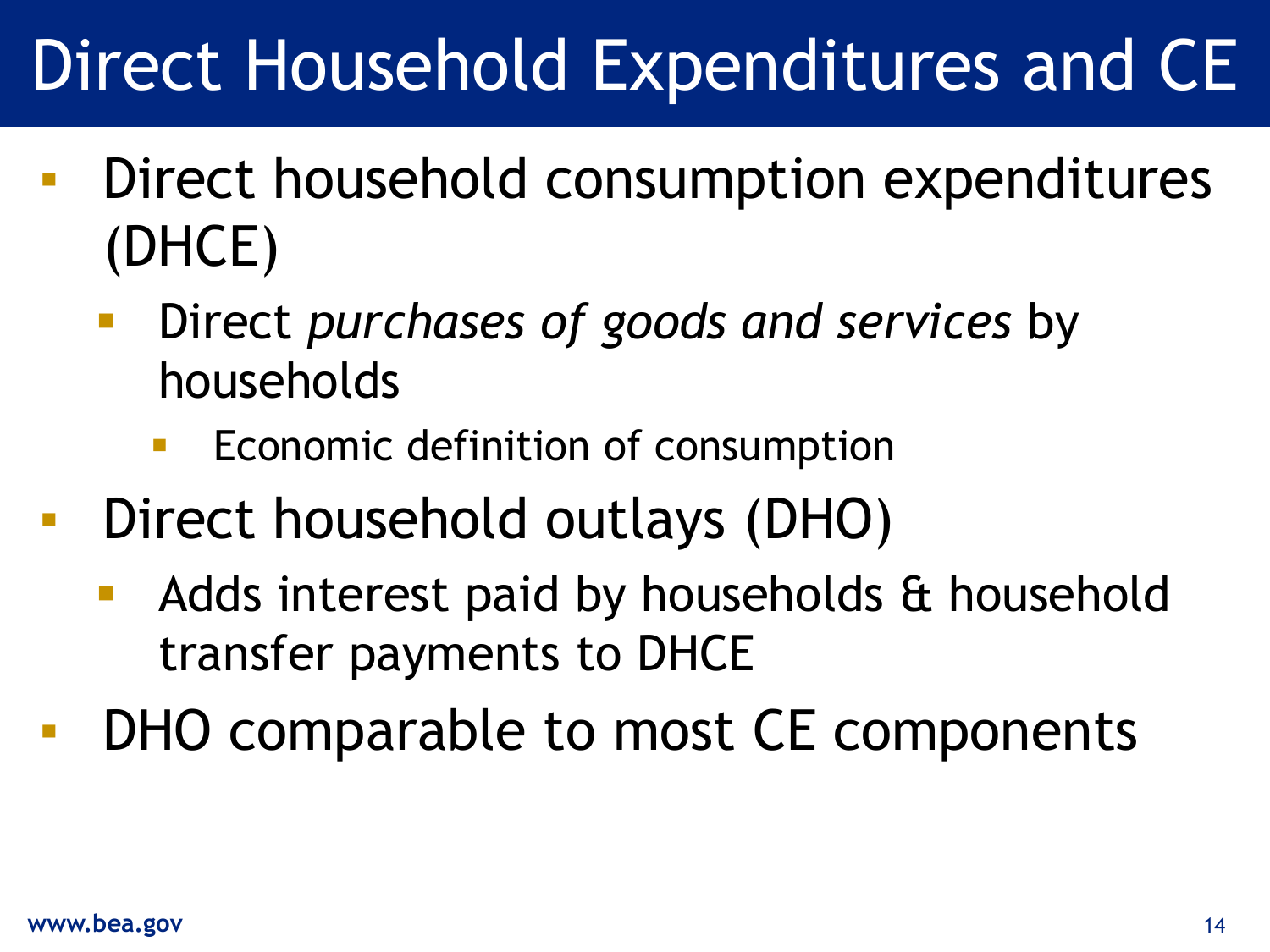# Direct Household Expenditures and CE

- Direct household consumption expenditures (DHCE)
  - Direct *purchases of goods and services* by households
    - Economic definition of consumption
- Direct household outlays (DHO)
  - Adds interest paid by households & household transfer payments to DHCE
- DHO comparable to most CE components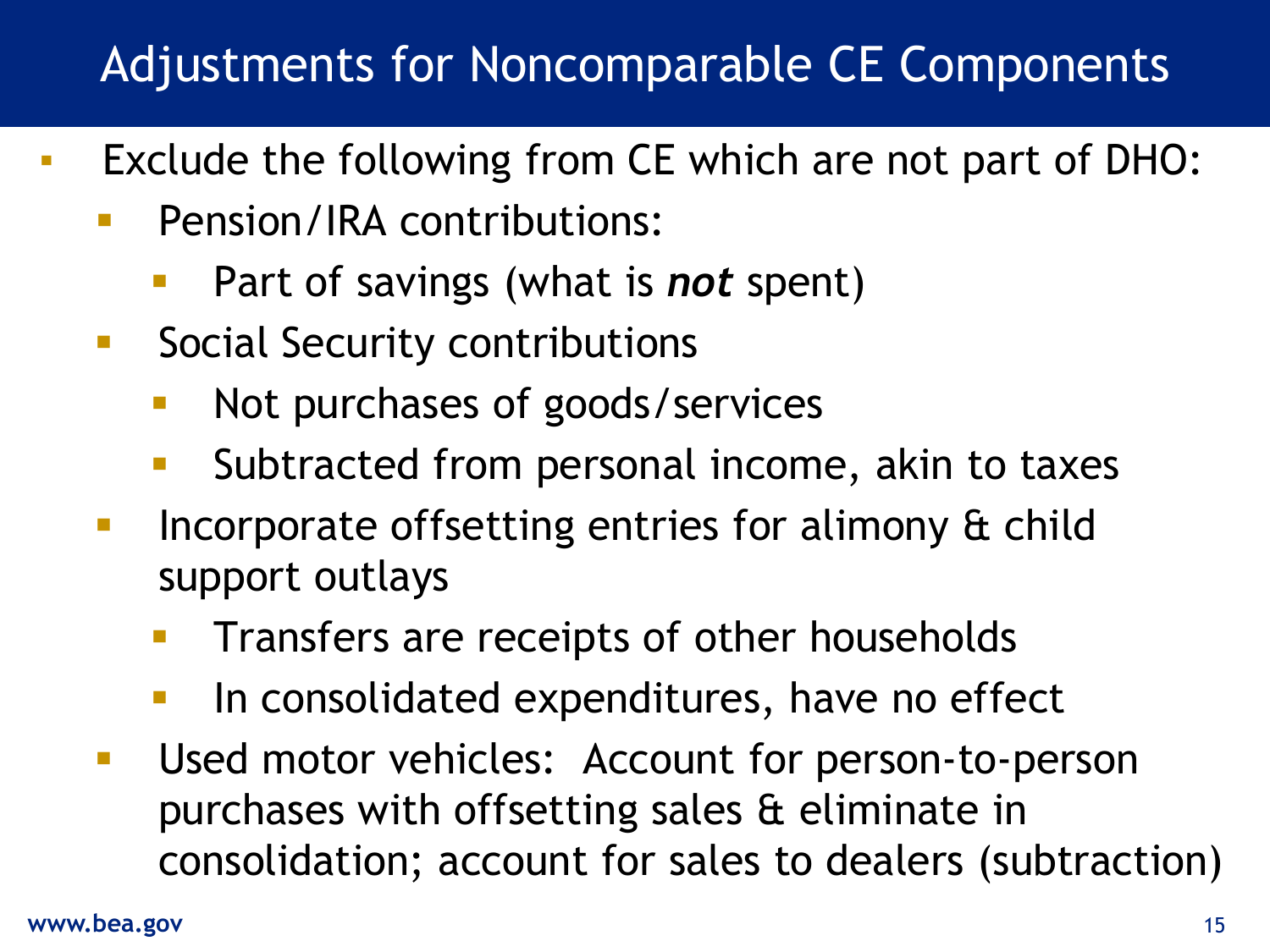# Adjustments for Noncomparable CE Components

- Exclude the following from CE which are not part of DHO:
  - Pension/IRA contributions:
    - Part of savings (what is ***not*** spent)
  - Social Security contributions
    - Not purchases of goods/services
    - Subtracted from personal income, akin to taxes
  - Incorporate offsetting entries for alimony & child support outlays
    - Transfers are receipts of other households
    - In consolidated expenditures, have no effect
  - Used motor vehicles: Account for person-to-person purchases with offsetting sales & eliminate in consolidation; account for sales to dealers (subtraction)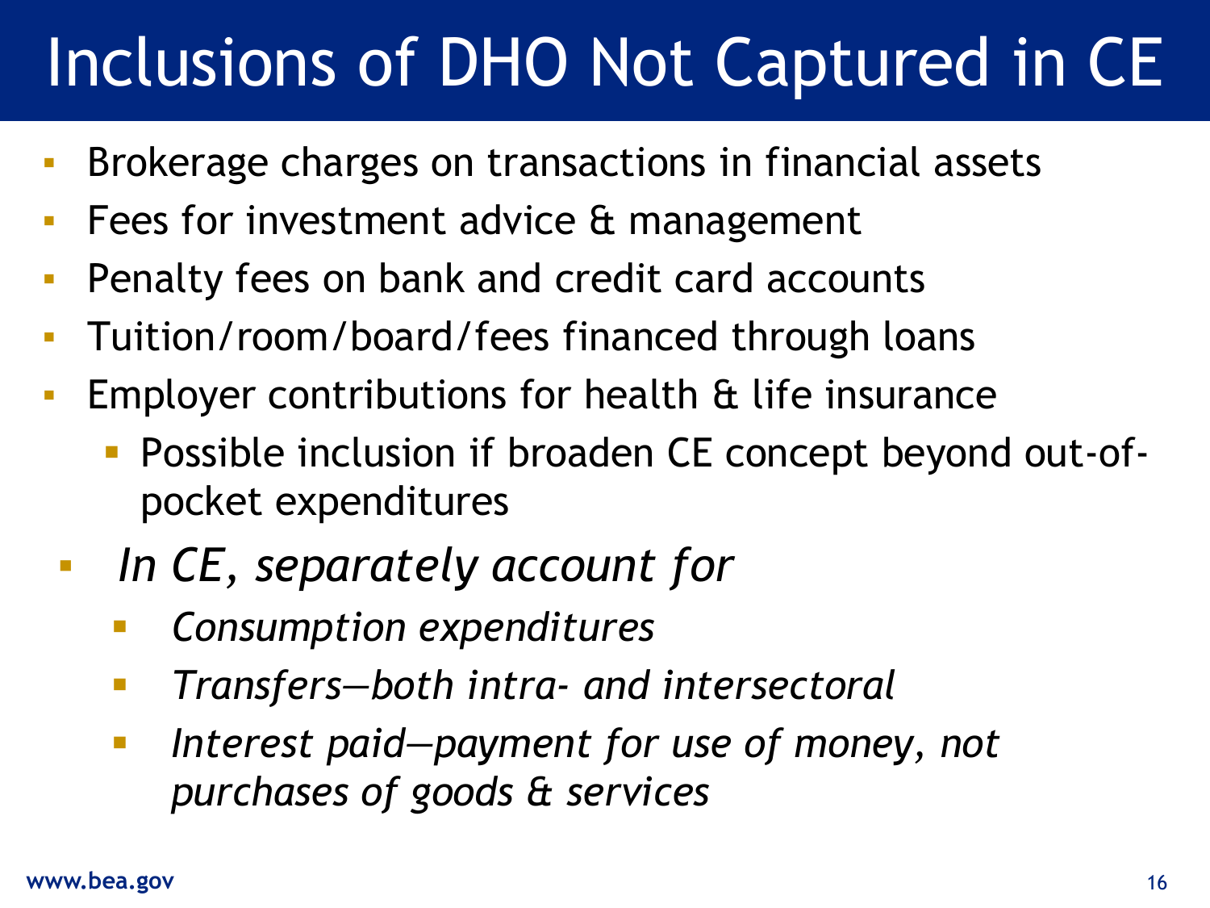# Inclusions of DHO Not Captured in CE

- Brokerage charges on transactions in financial assets
- Fees for investment advice & management
- Penalty fees on bank and credit card accounts
- Tuition/room/board/fees financed through loans
- Employer contributions for health & life insurance
  - Possible inclusion if broaden CE concept beyond out-of-pocket expenditures
- *In CE, separately account for*
  - *Consumption expenditures*
  - *Transfers—both intra- and intersectoral*
  - *Interest paid—payment for use of money, not purchases of goods & services*

www.bea.gov